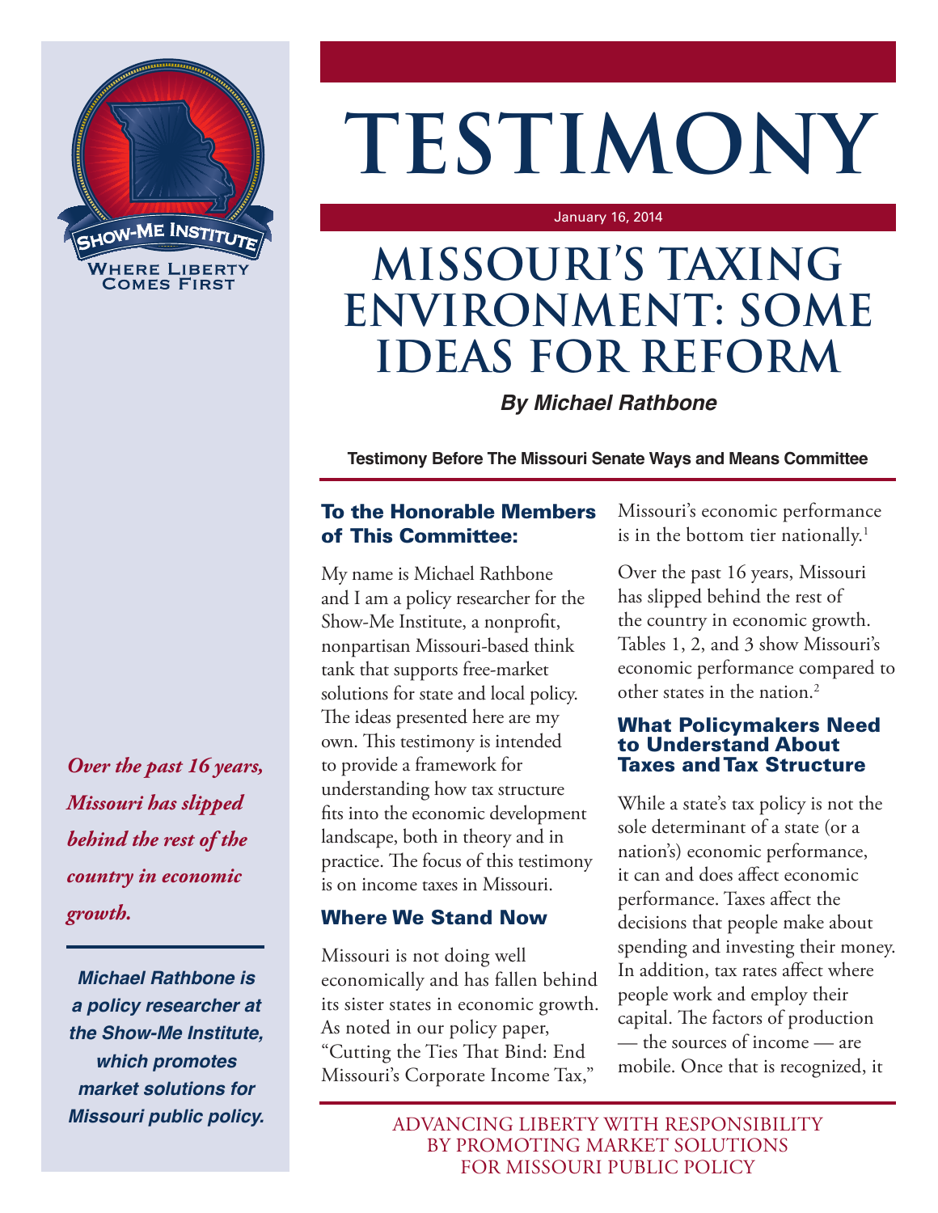# TESTIMONY

January 16, 2014

# MISSOURI'S TAXING ENVIRONMENT: SOME IDEAS FOR REFORM

***By Michael Rathbone***

**Testimony Before The Missouri Senate Ways and Means Committee**

*Over the past 16 years, Missouri has slipped behind the rest of the country in economic growth.*

***Michael Rathbone is a policy researcher at the Show-Me Institute, which promotes market solutions for Missouri public policy.***

## To the Honorable Members of This Committee:

My name is Michael Rathbone and I am a policy researcher for the Show-Me Institute, a nonprofit, nonpartisan Missouri-based think tank that supports free-market solutions for state and local policy. The ideas presented here are my own. This testimony is intended to provide a framework for understanding how tax structure fits into the economic development landscape, both in theory and in practice. The focus of this testimony is on income taxes in Missouri.

## Where We Stand Now

Missouri is not doing well economically and has fallen behind its sister states in economic growth. As noted in our policy paper, "Cutting the Ties That Bind: End Missouri's Corporate Income Tax," Missouri's economic performance is in the bottom tier nationally.[1]

Over the past 16 years, Missouri has slipped behind the rest of the country in economic growth. Tables 1, 2, and 3 show Missouri's economic performance compared to other states in the nation.[2]

## What Policymakers Need to Understand About Taxes and Tax Structure

While a state's tax policy is not the sole determinant of a state (or a nation's) economic performance, it can and does affect economic performance. Taxes affect the decisions that people make about spending and investing their money. In addition, tax rates affect where people work and employ their capital. The factors of production — the sources of income — are mobile. Once that is recognized, it

ADVANCING LIBERTY WITH RESPONSIBILITY BY PROMOTING MARKET SOLUTIONS FOR MISSOURI PUBLIC POLICY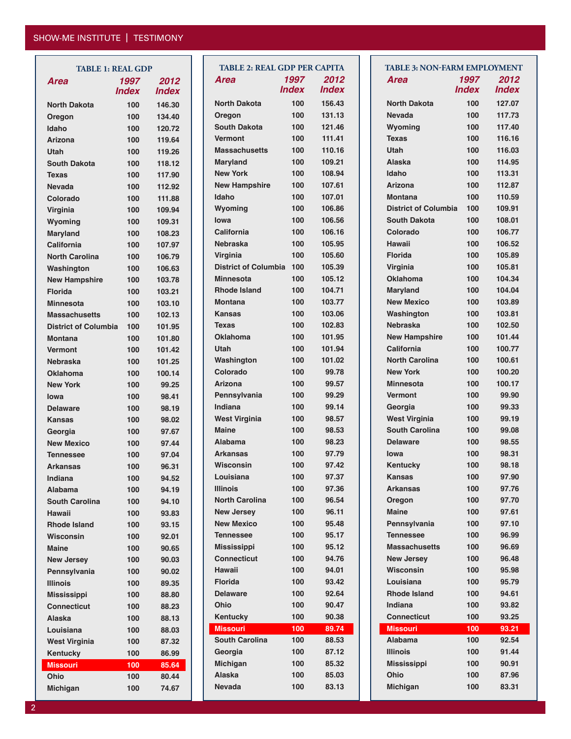### TABLE 1: REAL GDP

| Area | 1997 Index | 2012 Index |
|---|---|---|
| North Dakota | 100 | 146.30 |
| Oregon | 100 | 134.40 |
| Idaho | 100 | 120.72 |
| Arizona | 100 | 119.64 |
| Utah | 100 | 119.26 |
| South Dakota | 100 | 118.12 |
| Texas | 100 | 117.90 |
| Nevada | 100 | 112.92 |
| Colorado | 100 | 111.88 |
| Virginia | 100 | 109.94 |
| Wyoming | 100 | 109.31 |
| Maryland | 100 | 108.23 |
| California | 100 | 107.97 |
| North Carolina | 100 | 106.79 |
| Washington | 100 | 106.63 |
| New Hampshire | 100 | 103.78 |
| Florida | 100 | 103.21 |
| Minnesota | 100 | 103.10 |
| Massachusetts | 100 | 102.13 |
| District of Columbia | 100 | 101.95 |
| Montana | 100 | 101.80 |
| Vermont | 100 | 101.42 |
| Nebraska | 100 | 101.25 |
| Oklahoma | 100 | 100.14 |
| New York | 100 | 99.25 |
| Iowa | 100 | 98.41 |
| Delaware | 100 | 98.19 |
| Kansas | 100 | 98.02 |
| Georgia | 100 | 97.67 |
| New Mexico | 100 | 97.44 |
| Tennessee | 100 | 97.04 |
| Arkansas | 100 | 96.31 |
| Indiana | 100 | 94.52 |
| Alabama | 100 | 94.19 |
| South Carolina | 100 | 94.10 |
| Hawaii | 100 | 93.83 |
| Rhode Island | 100 | 93.15 |
| Wisconsin | 100 | 92.01 |
| Maine | 100 | 90.65 |
| New Jersey | 100 | 90.03 |
| Pennsylvania | 100 | 90.02 |
| Illinois | 100 | 89.35 |
| Mississippi | 100 | 88.80 |
| Connecticut | 100 | 88.23 |
| Alaska | 100 | 88.13 |
| Louisiana | 100 | 88.03 |
| West Virginia | 100 | 87.32 |
| Kentucky | 100 | 86.99 |
| Missouri | 100 | 85.64 |
| Ohio | 100 | 80.44 |
| Michigan | 100 | 74.67 |

### TABLE 2: REAL GDP PER CAPITA

| Area | 1997 Index | 2012 Index |
|---|---|---|
| North Dakota | 100 | 156.43 |
| Oregon | 100 | 131.13 |
| South Dakota | 100 | 121.46 |
| Vermont | 100 | 111.41 |
| Massachusetts | 100 | 110.16 |
| Maryland | 100 | 109.21 |
| New York | 100 | 108.94 |
| New Hampshire | 100 | 107.61 |
| Idaho | 100 | 107.01 |
| Wyoming | 100 | 106.86 |
| Iowa | 100 | 106.56 |
| California | 100 | 106.16 |
| Nebraska | 100 | 105.95 |
| Virginia | 100 | 105.60 |
| District of Columbia | 100 | 105.39 |
| Minnesota | 100 | 105.12 |
| Rhode Island | 100 | 104.71 |
| Montana | 100 | 103.77 |
| Kansas | 100 | 103.06 |
| Texas | 100 | 102.83 |
| Oklahoma | 100 | 101.95 |
| Utah | 100 | 101.94 |
| Washington | 100 | 101.02 |
| Colorado | 100 | 99.78 |
| Arizona | 100 | 99.57 |
| Pennsylvania | 100 | 99.29 |
| Indiana | 100 | 99.14 |
| West Virginia | 100 | 98.57 |
| Maine | 100 | 98.53 |
| Alabama | 100 | 98.23 |
| Arkansas | 100 | 97.79 |
| Wisconsin | 100 | 97.42 |
| Louisiana | 100 | 97.37 |
| Illinois | 100 | 97.36 |
| North Carolina | 100 | 96.54 |
| New Jersey | 100 | 96.11 |
| New Mexico | 100 | 95.48 |
| Tennessee | 100 | 95.17 |
| Mississippi | 100 | 95.12 |
| Connecticut | 100 | 94.76 |
| Hawaii | 100 | 94.01 |
| Florida | 100 | 93.42 |
| Delaware | 100 | 92.64 |
| Ohio | 100 | 90.47 |
| Kentucky | 100 | 90.38 |
| Missouri | 100 | 89.74 |
| South Carolina | 100 | 88.53 |
| Georgia | 100 | 87.12 |
| Michigan | 100 | 85.32 |
| Alaska | 100 | 85.03 |
| Nevada | 100 | 83.13 |

### TABLE 3: NON-FARM EMPLOYMENT

| Area | 1997 Index | 2012 Index |
|---|---|---|
| North Dakota | 100 | 127.07 |
| Nevada | 100 | 117.73 |
| Wyoming | 100 | 117.40 |
| Texas | 100 | 116.16 |
| Utah | 100 | 116.03 |
| Alaska | 100 | 114.95 |
| Idaho | 100 | 113.31 |
| Arizona | 100 | 112.87 |
| Montana | 100 | 110.59 |
| District of Columbia | 100 | 109.91 |
| South Dakota | 100 | 108.01 |
| Colorado | 100 | 106.77 |
| Hawaii | 100 | 106.52 |
| Florida | 100 | 105.89 |
| Virginia | 100 | 105.81 |
| Oklahoma | 100 | 104.34 |
| Maryland | 100 | 104.04 |
| New Mexico | 100 | 103.89 |
| Washington | 100 | 103.81 |
| Nebraska | 100 | 102.50 |
| New Hampshire | 100 | 101.44 |
| California | 100 | 100.77 |
| North Carolina | 100 | 100.61 |
| New York | 100 | 100.20 |
| Minnesota | 100 | 100.17 |
| Vermont | 100 | 99.90 |
| Georgia | 100 | 99.33 |
| West Virginia | 100 | 99.19 |
| South Carolina | 100 | 99.08 |
| Delaware | 100 | 98.55 |
| Iowa | 100 | 98.31 |
| Kentucky | 100 | 98.18 |
| Kansas | 100 | 97.90 |
| Arkansas | 100 | 97.76 |
| Oregon | 100 | 97.70 |
| Maine | 100 | 97.61 |
| Pennsylvania | 100 | 97.10 |
| Tennessee | 100 | 96.99 |
| Massachusetts | 100 | 96.69 |
| New Jersey | 100 | 96.48 |
| Wisconsin | 100 | 95.98 |
| Louisiana | 100 | 95.79 |
| Rhode Island | 100 | 94.61 |
| Indiana | 100 | 93.82 |
| Connecticut | 100 | 93.25 |
| Missouri | 100 | 93.21 |
| Alabama | 100 | 92.54 |
| Illinois | 100 | 91.44 |
| Mississippi | 100 | 90.91 |
| Ohio | 100 | 87.96 |
| Michigan | 100 | 83.31 |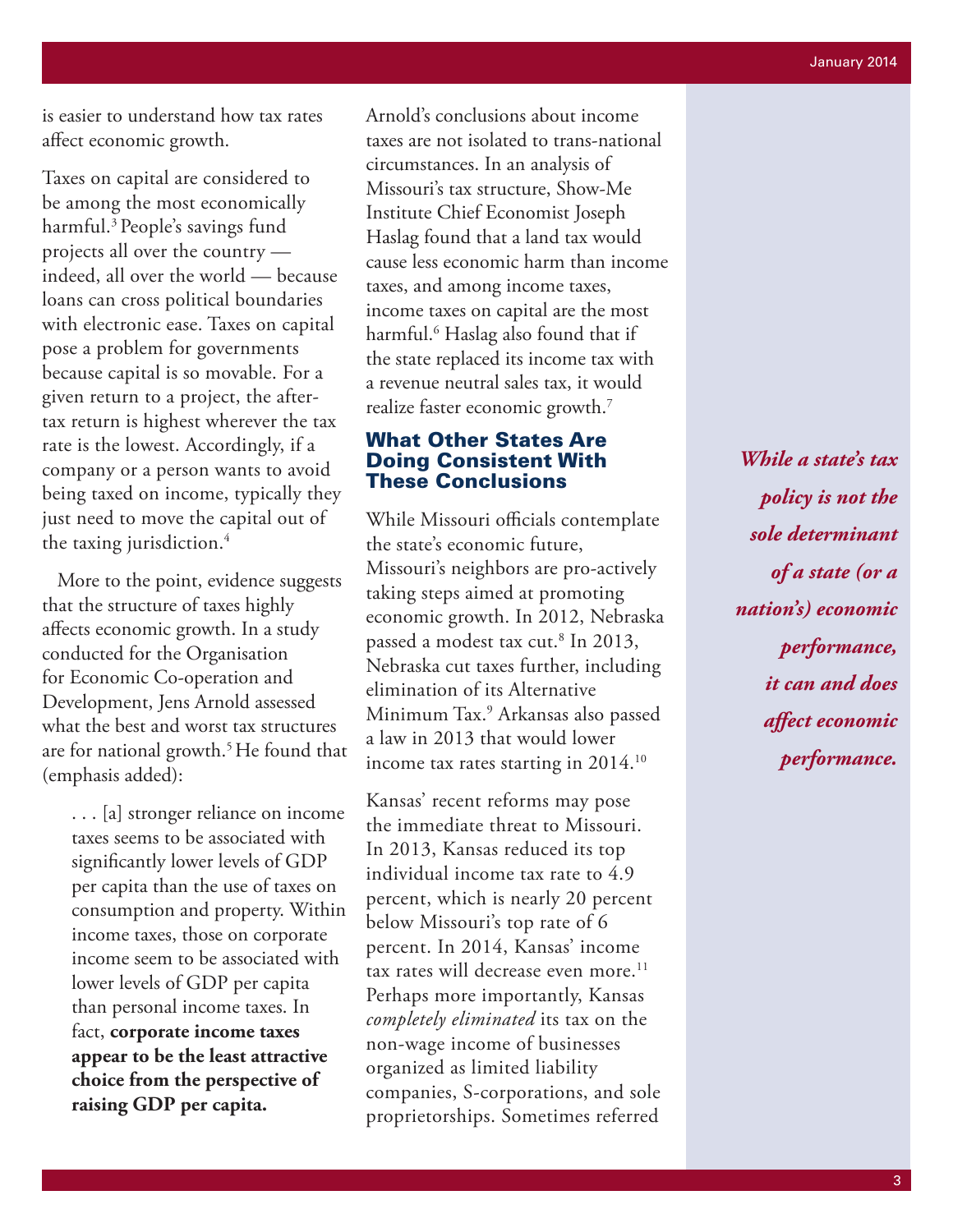is easier to understand how tax rates affect economic growth.

Taxes on capital are considered to be among the most economically harmful.[3] People's savings fund projects all over the country — indeed, all over the world — because loans can cross political boundaries with electronic ease. Taxes on capital pose a problem for governments because capital is so movable. For a given return to a project, the after-tax return is highest wherever the tax rate is the lowest. Accordingly, if a company or a person wants to avoid being taxed on income, typically they just need to move the capital out of the taxing jurisdiction.[4]

More to the point, evidence suggests that the structure of taxes highly affects economic growth. In a study conducted for the Organisation for Economic Co-operation and Development, Jens Arnold assessed what the best and worst tax structures are for national growth.[5] He found that (emphasis added):

> . . . [a] stronger reliance on income taxes seems to be associated with significantly lower levels of GDP per capita than the use of taxes on consumption and property. Within income taxes, those on corporate income seem to be associated with lower levels of GDP per capita than personal income taxes. In fact, **corporate income taxes appear to be the least attractive choice from the perspective of raising GDP per capita.**

Arnold's conclusions about income taxes are not isolated to trans-national circumstances. In an analysis of Missouri's tax structure, Show-Me Institute Chief Economist Joseph Haslag found that a land tax would cause less economic harm than income taxes, and among income taxes, income taxes on capital are the most harmful.[6] Haslag also found that if the state replaced its income tax with a revenue neutral sales tax, it would realize faster economic growth.[7]

## What Other States Are Doing Consistent With These Conclusions

While Missouri officials contemplate the state's economic future, Missouri's neighbors are pro-actively taking steps aimed at promoting economic growth. In 2012, Nebraska passed a modest tax cut.[8] In 2013, Nebraska cut taxes further, including elimination of its Alternative Minimum Tax.[9] Arkansas also passed a law in 2013 that would lower income tax rates starting in 2014.[10]

Kansas' recent reforms may pose the immediate threat to Missouri. In 2013, Kansas reduced its top individual income tax rate to 4.9 percent, which is nearly 20 percent below Missouri's top rate of 6 percent. In 2014, Kansas' income tax rates will decrease even more.[11] Perhaps more importantly, Kansas *completely eliminated* its tax on the non-wage income of businesses organized as limited liability companies, S-corporations, and sole proprietorships. Sometimes referred

***While a state's tax policy is not the sole determinant of a state (or a nation's) economic performance, it can and does affect economic performance.***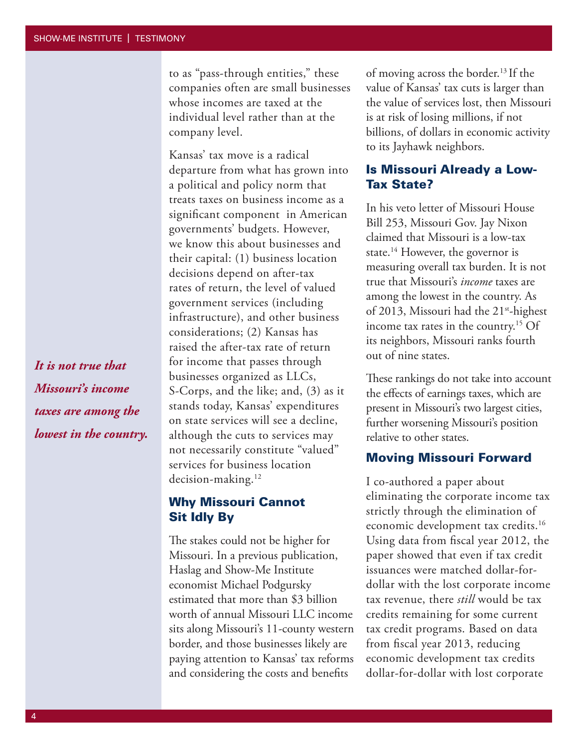to as "pass-through entities," these companies often are small businesses whose incomes are taxed at the individual level rather than at the company level.

Kansas' tax move is a radical departure from what has grown into a political and policy norm that treats taxes on business income as a significant component in American governments' budgets. However, we know this about businesses and their capital: (1) business location decisions depend on after-tax rates of return, the level of valued government services (including infrastructure), and other business considerations; (2) Kansas has raised the after-tax rate of return for income that passes through businesses organized as LLCs, S-Corps, and the like; and, (3) as it stands today, Kansas' expenditures on state services will see a decline, although the cuts to services may not necessarily constitute "valued" services for business location decision-making.[12]

***It is not true that Missouri's income taxes are among the lowest in the country.***

## Why Missouri Cannot Sit Idly By

The stakes could not be higher for Missouri. In a previous publication, Haslag and Show-Me Institute economist Michael Podgursky estimated that more than $3 billion worth of annual Missouri LLC income sits along Missouri's 11-county western border, and those businesses likely are paying attention to Kansas' tax reforms and considering the costs and benefits of moving across the border.[13] If the value of Kansas' tax cuts is larger than the value of services lost, then Missouri is at risk of losing millions, if not billions, of dollars in economic activity to its Jayhawk neighbors.

## Is Missouri Already a Low-Tax State?

In his veto letter of Missouri House Bill 253, Missouri Gov. Jay Nixon claimed that Missouri is a low-tax state.[14] However, the governor is measuring overall tax burden. It is not true that Missouri's *income* taxes are among the lowest in the country. As of 2013, Missouri had the 21st-highest income tax rates in the country.[15] Of its neighbors, Missouri ranks fourth out of nine states.

These rankings do not take into account the effects of earnings taxes, which are present in Missouri's two largest cities, further worsening Missouri's position relative to other states.

## Moving Missouri Forward

I co-authored a paper about eliminating the corporate income tax strictly through the elimination of economic development tax credits.[16] Using data from fiscal year 2012, the paper showed that even if tax credit issuances were matched dollar-for-dollar with the lost corporate income tax revenue, there *still* would be tax credits remaining for some current tax credit programs. Based on data from fiscal year 2013, reducing economic development tax credits dollar-for-dollar with lost corporate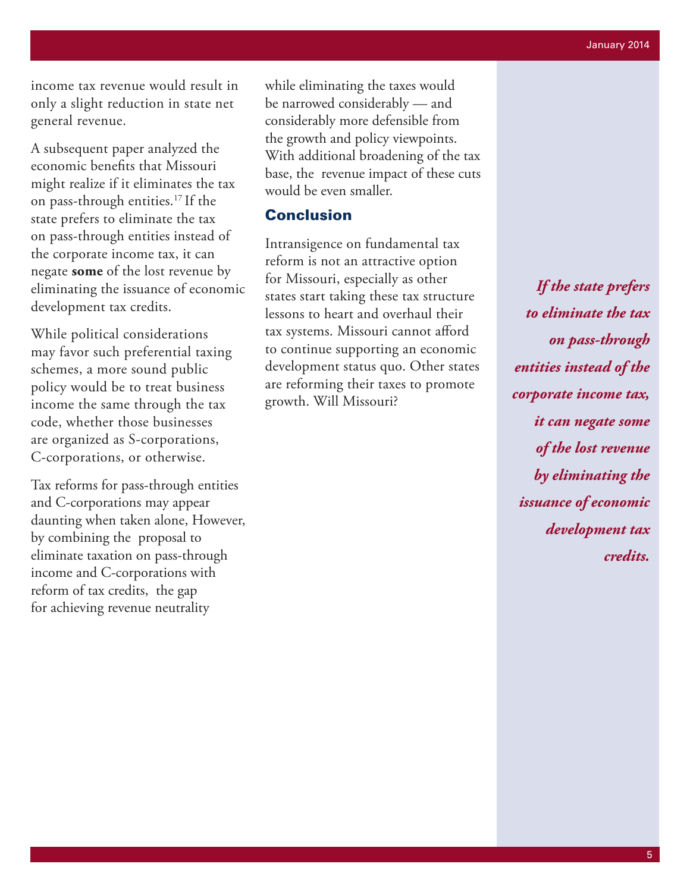income tax revenue would result in only a slight reduction in state net general revenue.

A subsequent paper analyzed the economic benefits that Missouri might realize if it eliminates the tax on pass-through entities.[17] If the state prefers to eliminate the tax on pass-through entities instead of the corporate income tax, it can negate **some** of the lost revenue by eliminating the issuance of economic development tax credits.

While political considerations may favor such preferential taxing schemes, a more sound public policy would be to treat business income the same through the tax code, whether those businesses are organized as S-corporations, C-corporations, or otherwise.

Tax reforms for pass-through entities and C-corporations may appear daunting when taken alone, However, by combining the proposal to eliminate taxation on pass-through income and C-corporations with reform of tax credits, the gap for achieving revenue neutrality while eliminating the taxes would be narrowed considerably — and considerably more defensible from the growth and policy viewpoints. With additional broadening of the tax base, the revenue impact of these cuts would be even smaller.

## Conclusion

Intransigence on fundamental tax reform is not an attractive option for Missouri, especially as other states start taking these tax structure lessons to heart and overhaul their tax systems. Missouri cannot afford to continue supporting an economic development status quo. Other states are reforming their taxes to promote growth. Will Missouri?

***If the state prefers to eliminate the tax on pass-through entities instead of the corporate income tax, it can negate some of the lost revenue by eliminating the issuance of economic development tax credits.***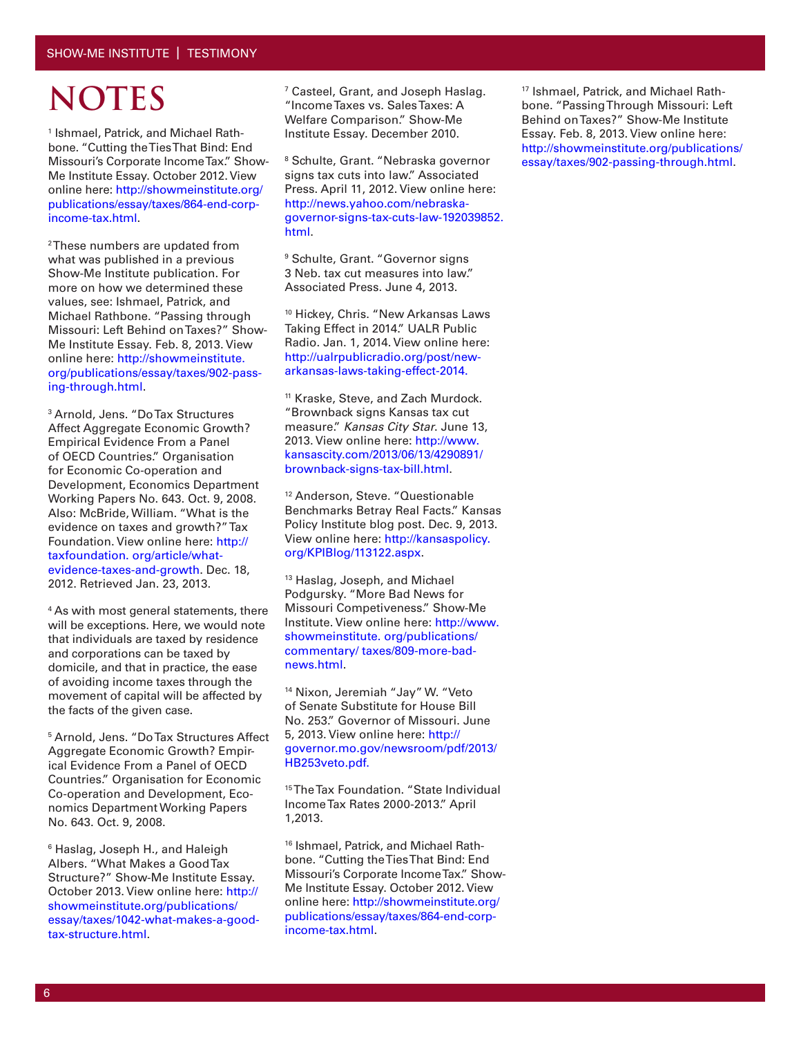# NOTES

[1] Ishmael, Patrick, and Michael Rathbone. "Cutting the Ties That Bind: End Missouri's Corporate Income Tax." Show-Me Institute Essay. October 2012. View online here: http://showmeinstitute.org/publications/essay/taxes/864-end-corp-income-tax.html.

[2] These numbers are updated from what was published in a previous Show-Me Institute publication. For more on how we determined these values, see: Ishmael, Patrick, and Michael Rathbone. "Passing through Missouri: Left Behind on Taxes?" Show-Me Institute Essay. Feb. 8, 2013. View online here: http://showmeinstitute.org/publications/essay/taxes/902-passing-through.html.

[3] Arnold, Jens. "Do Tax Structures Affect Aggregate Economic Growth? Empirical Evidence From a Panel of OECD Countries." Organisation for Economic Co-operation and Development, Economics Department Working Papers No. 643. Oct. 9, 2008. Also: McBride, William. "What is the evidence on taxes and growth?" Tax Foundation. View online here: http://taxfoundation.org/article/what-evidence-taxes-and-growth. Dec. 18, 2012. Retrieved Jan. 23, 2013.

[4] As with most general statements, there will be exceptions. Here, we would note that individuals are taxed by residence and corporations can be taxed by domicile, and that in practice, the ease of avoiding income taxes through the movement of capital will be affected by the facts of the given case.

[5] Arnold, Jens. "Do Tax Structures Affect Aggregate Economic Growth? Empirical Evidence From a Panel of OECD Countries." Organisation for Economic Co-operation and Development, Economics Department Working Papers No. 643. Oct. 9, 2008.

[6] Haslag, Joseph H., and Haleigh Albers. "What Makes a Good Tax Structure?" Show-Me Institute Essay. October 2013. View online here: http://showmeinstitute.org/publications/essay/taxes/1042-what-makes-a-good-tax-structure.html.

[7] Casteel, Grant, and Joseph Haslag. "Income Taxes vs. Sales Taxes: A Welfare Comparison." Show-Me Institute Essay. December 2010.

[8] Schulte, Grant. "Nebraska governor signs tax cuts into law." Associated Press. April 11, 2012. View online here: http://news.yahoo.com/nebraska-governor-signs-tax-cuts-law-192039852.html.

[9] Schulte, Grant. "Governor signs 3 Neb. tax cut measures into law." Associated Press. June 4, 2013.

[10] Hickey, Chris. "New Arkansas Laws Taking Effect in 2014." UALR Public Radio. Jan. 1, 2014. View online here: http://ualrpublicradio.org/post/new-arkansas-laws-taking-effect-2014.

[11] Kraske, Steve, and Zach Murdock. "Brownback signs Kansas tax cut measure." *Kansas City Star*. June 13, 2013. View online here: http://www.kansascity.com/2013/06/13/4290891/brownback-signs-tax-bill.html.

[12] Anderson, Steve. "Questionable Benchmarks Betray Real Facts." Kansas Policy Institute blog post. Dec. 9, 2013. View online here: http://kansaspolicy.org/KPIBlog/113122.aspx.

[13] Haslag, Joseph, and Michael Podgursky. "More Bad News for Missouri Competiveness." Show-Me Institute. View online here: http://www.showmeinstitute.org/publications/commentary/taxes/809-more-bad-news.html.

[14] Nixon, Jeremiah "Jay" W. "Veto of Senate Substitute for House Bill No. 253." Governor of Missouri. June 5, 2013. View online here: http://governor.mo.gov/newsroom/pdf/2013/HB253veto.pdf.

[15] The Tax Foundation. "State Individual Income Tax Rates 2000-2013." April 1,2013.

[16] Ishmael, Patrick, and Michael Rathbone. "Cutting the Ties That Bind: End Missouri's Corporate Income Tax." Show-Me Institute Essay. October 2012. View online here: http://showmeinstitute.org/publications/essay/taxes/864-end-corp-income-tax.html.

[17] Ishmael, Patrick, and Michael Rathbone. "Passing Through Missouri: Left Behind on Taxes?" Show-Me Institute Essay. Feb. 8, 2013. View online here: http://showmeinstitute.org/publications/essay/taxes/902-passing-through.html.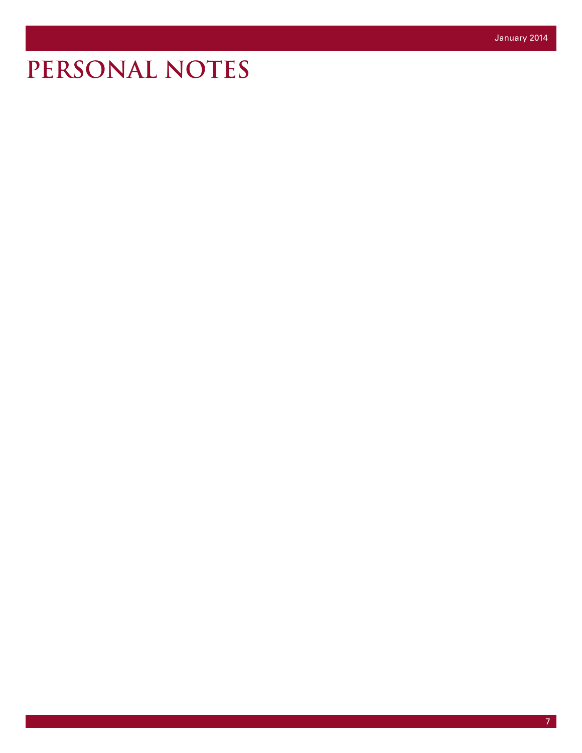# PERSONAL NOTES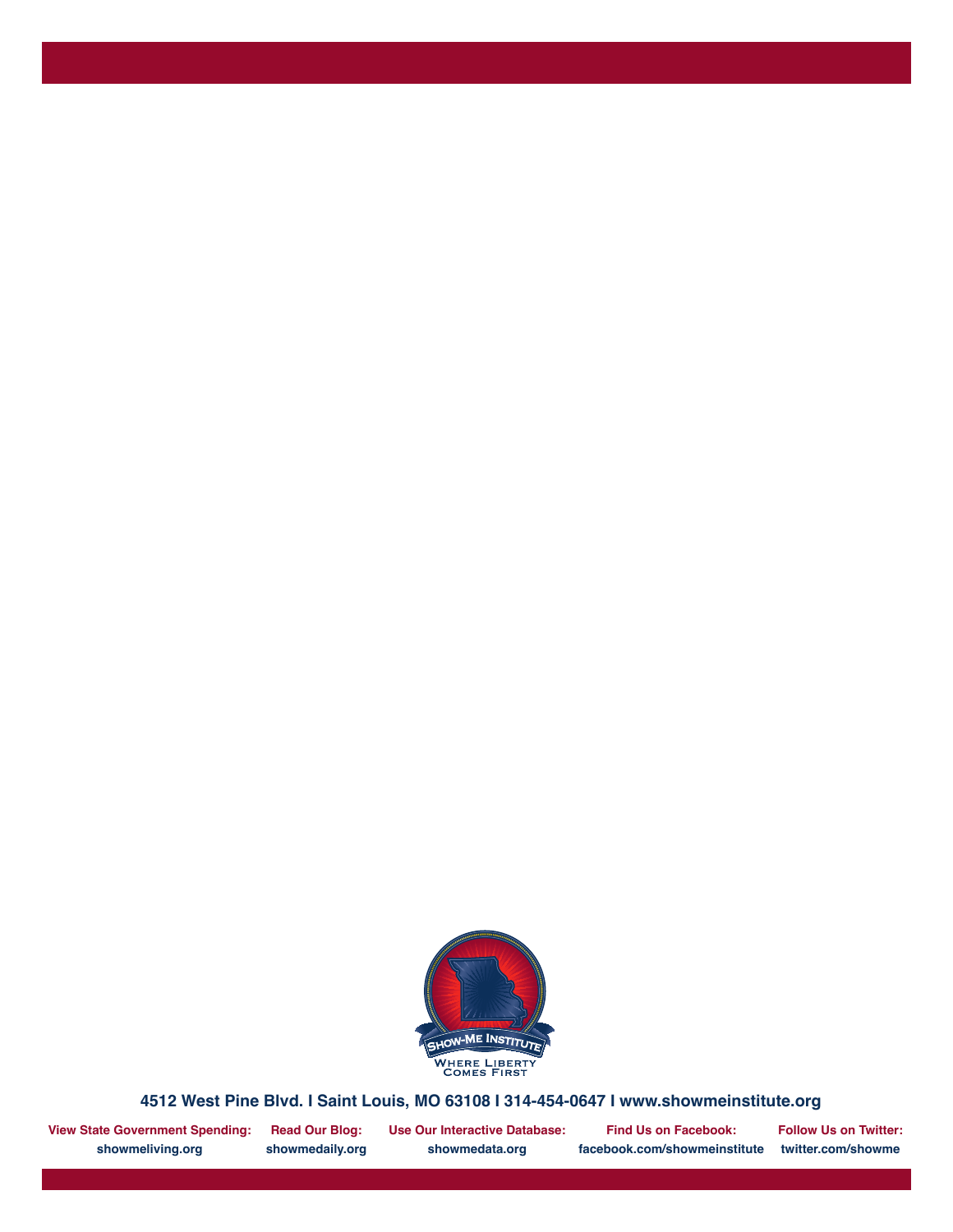SHOW-ME INSTITUTE

WHERE LIBERTY COMES FIRST

**4512 West Pine Blvd. I Saint Louis, MO 63108 I 314-454-0647 I www.showmeinstitute.org**

**View State Government Spending:** showmeliving.org

**Read Our Blog:** showmedaily.org

**Use Our Interactive Database:** showmedata.org

**Find Us on Facebook:** facebook.com/showmeinstitute

**Follow Us on Twitter:** twitter.com/showme